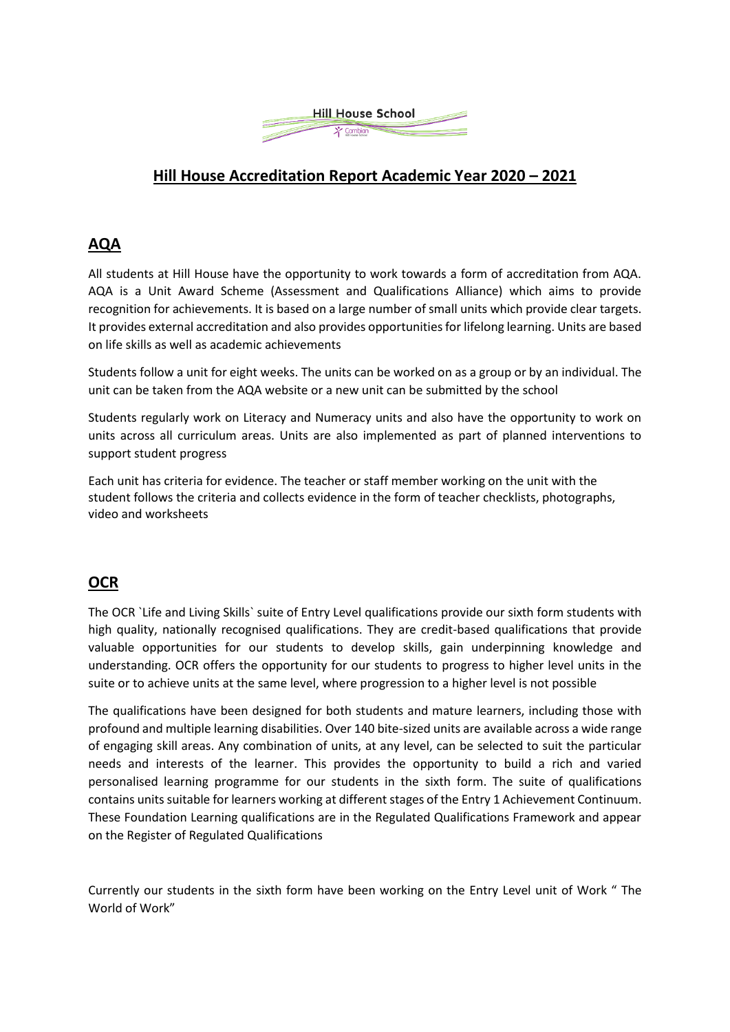# Hill House Accreditation Report Academic Year 2020 – 2021

## AQA

All students at Hill House have the opportunity to work towards a form of accreditation from AQA. AQA is a Unit Award Scheme (Assessment and Qualifications Alliance) which aims to provide recognition for achievements. It is based on a large number of small units which provide clear targets. It provides external accreditation and also provides opportunities for lifelong learning. Units are based on life skills as well as academic achievements

Students follow a unit for eight weeks. The units can be worked on as a group or by an individual. The unit can be taken from the AQA website or a new unit can be submitted by the school

Students regularly work on Literacy and Numeracy units and also have the opportunity to work on units across all curriculum areas. Units are also implemented as part of planned interventions to support student progress

Each unit has criteria for evidence. The teacher or staff member working on the unit with the student follows the criteria and collects evidence in the form of teacher checklists, photographs, video and worksheets

## OCR

The OCR `Life and Living Skills` suite of Entry Level qualifications provide our sixth form students with high quality, nationally recognised qualifications. They are credit-based qualifications that provide valuable opportunities for our students to develop skills, gain underpinning knowledge and understanding. OCR offers the opportunity for our students to progress to higher level units in the suite or to achieve units at the same level, where progression to a higher level is not possible

The qualifications have been designed for both students and mature learners, including those with profound and multiple learning disabilities. Over 140 bite-sized units are available across a wide range of engaging skill areas. Any combination of units, at any level, can be selected to suit the particular needs and interests of the learner. This provides the opportunity to build a rich and varied personalised learning programme for our students in the sixth form. The suite of qualifications contains units suitable for learners working at different stages of the Entry 1 Achievement Continuum. These Foundation Learning qualifications are in the Regulated Qualifications Framework and appear on the Register of Regulated Qualifications

Currently our students in the sixth form have been working on the Entry Level unit of Work " The World of Work"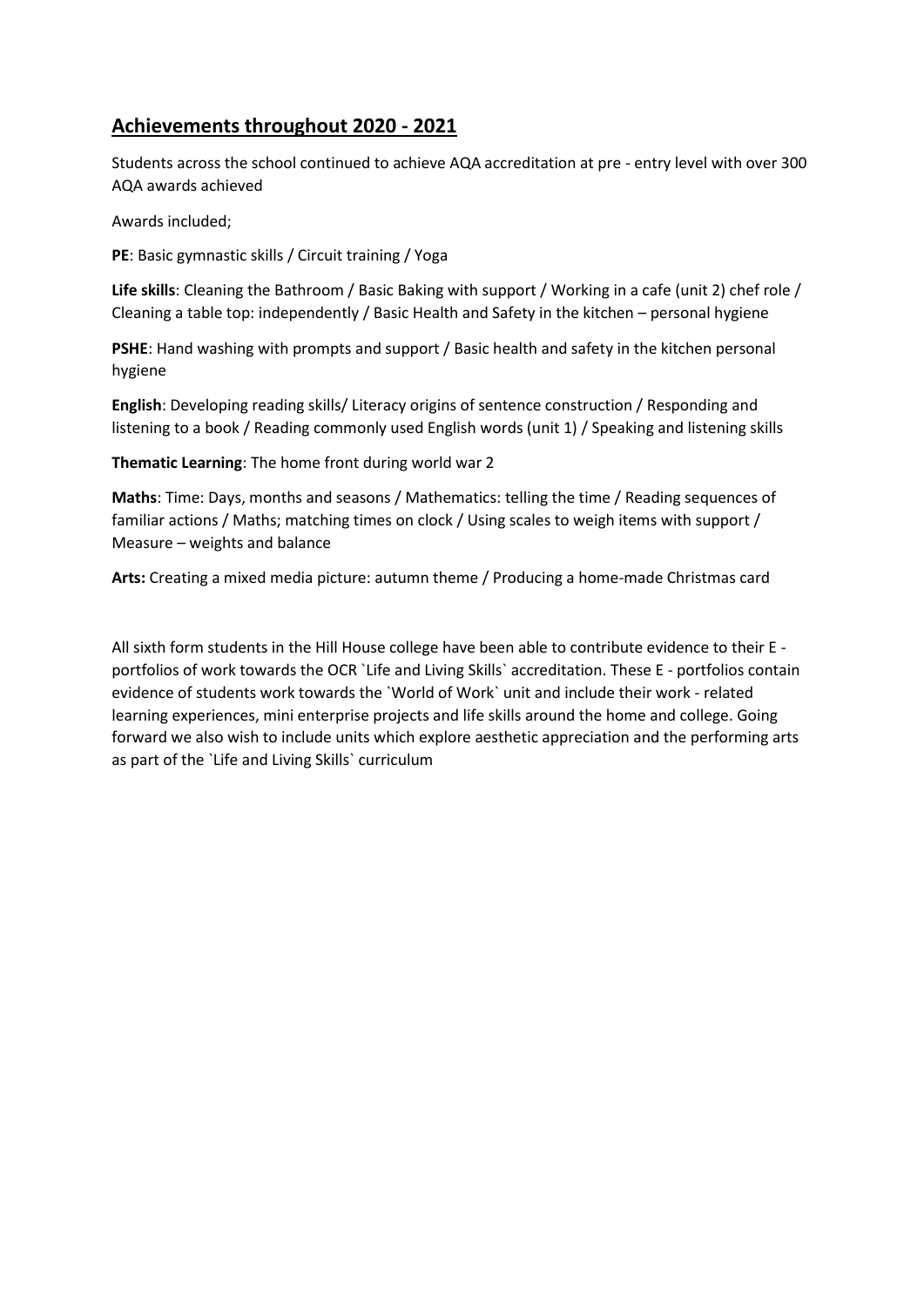## Achievements throughout 2020 - 2021

Students across the school continued to achieve AQA accreditation at pre - entry level with over 300 AQA awards achieved

Awards included;

**PE**: Basic gymnastic skills / Circuit training / Yoga

**Life skills**: Cleaning the Bathroom / Basic Baking with support / Working in a cafe (unit 2) chef role / Cleaning a table top: independently / Basic Health and Safety in the kitchen – personal hygiene

**PSHE**: Hand washing with prompts and support / Basic health and safety in the kitchen personal hygiene

**English**: Developing reading skills/ Literacy origins of sentence construction / Responding and listening to a book / Reading commonly used English words (unit 1) / Speaking and listening skills

**Thematic Learning**: The home front during world war 2

**Maths**: Time: Days, months and seasons / Mathematics: telling the time / Reading sequences of familiar actions / Maths; matching times on clock / Using scales to weigh items with support / Measure – weights and balance

**Arts:** Creating a mixed media picture: autumn theme / Producing a home-made Christmas card

All sixth form students in the Hill House college have been able to contribute evidence to their E - portfolios of work towards the OCR `Life and Living Skills` accreditation. These E - portfolios contain evidence of students work towards the `World of Work` unit and include their work - related learning experiences, mini enterprise projects and life skills around the home and college. Going forward we also wish to include units which explore aesthetic appreciation and the performing arts as part of the `Life and Living Skills` curriculum